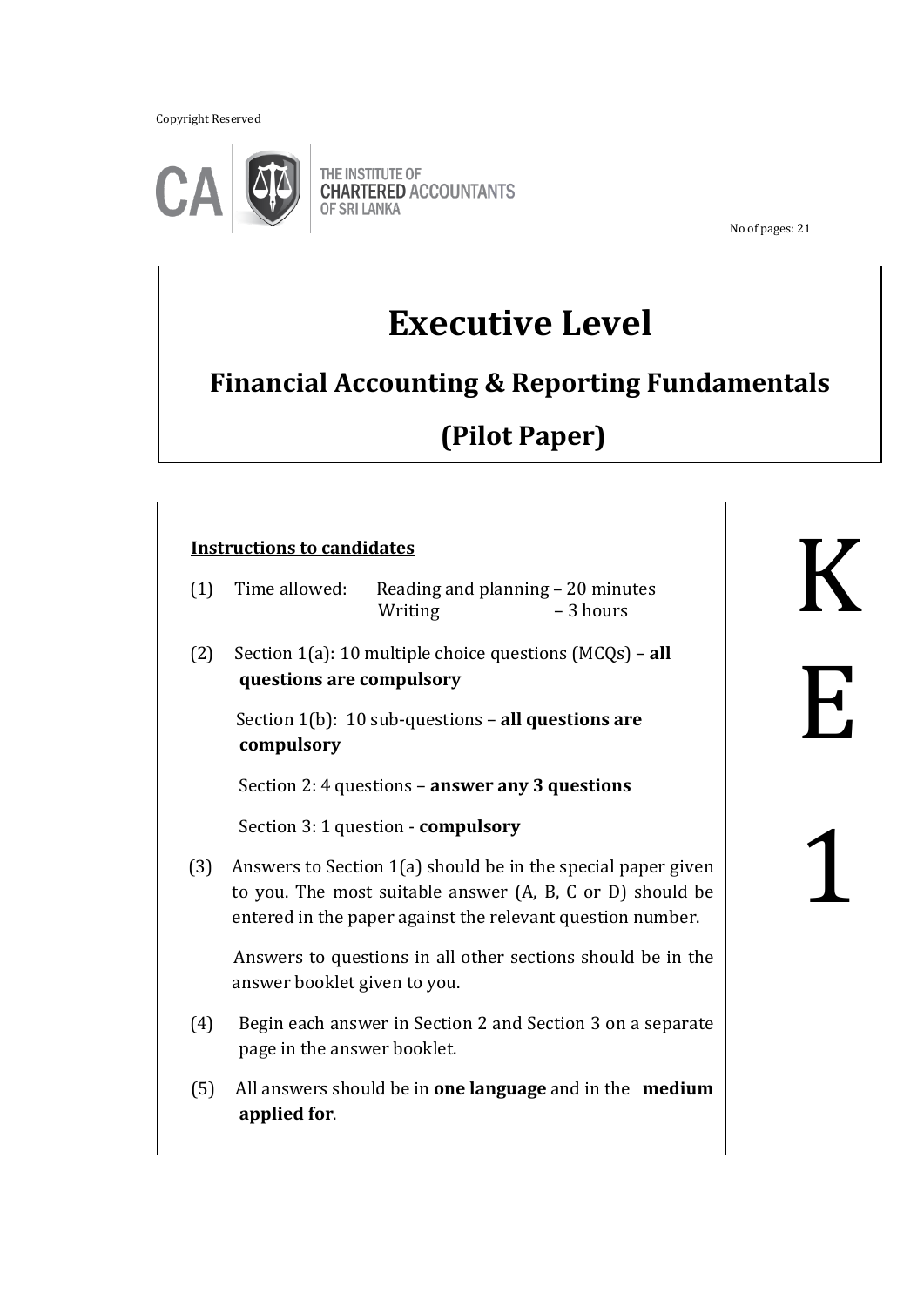Copyright Reserved

THE INSTITUTE OF CHARTERED ACCOUNTANTS OF SRI LANKA

No of pages: 21

# Executive Level

## Financial Accounting & Reporting Fundamentals

## (Pilot Paper)

**KE1**

**Instructions to candidates**

(1) Time allowed: Reading and planning – 20 minutes
Writing – 3 hours

(2) Section 1(a): 10 multiple choice questions (MCQs) – **all questions are compulsory**

Section 1(b): 10 sub-questions – **all questions are compulsory**

Section 2: 4 questions – **answer any 3 questions**

Section 3: 1 question - **compulsory**

(3) Answers to Section 1(a) should be in the special paper given to you. The most suitable answer (A, B, C or D) should be entered in the paper against the relevant question number.

Answers to questions in all other sections should be in the answer booklet given to you.

(4) Begin each answer in Section 2 and Section 3 on a separate page in the answer booklet.

(5) All answers should be in **one language** and in the **medium applied for**.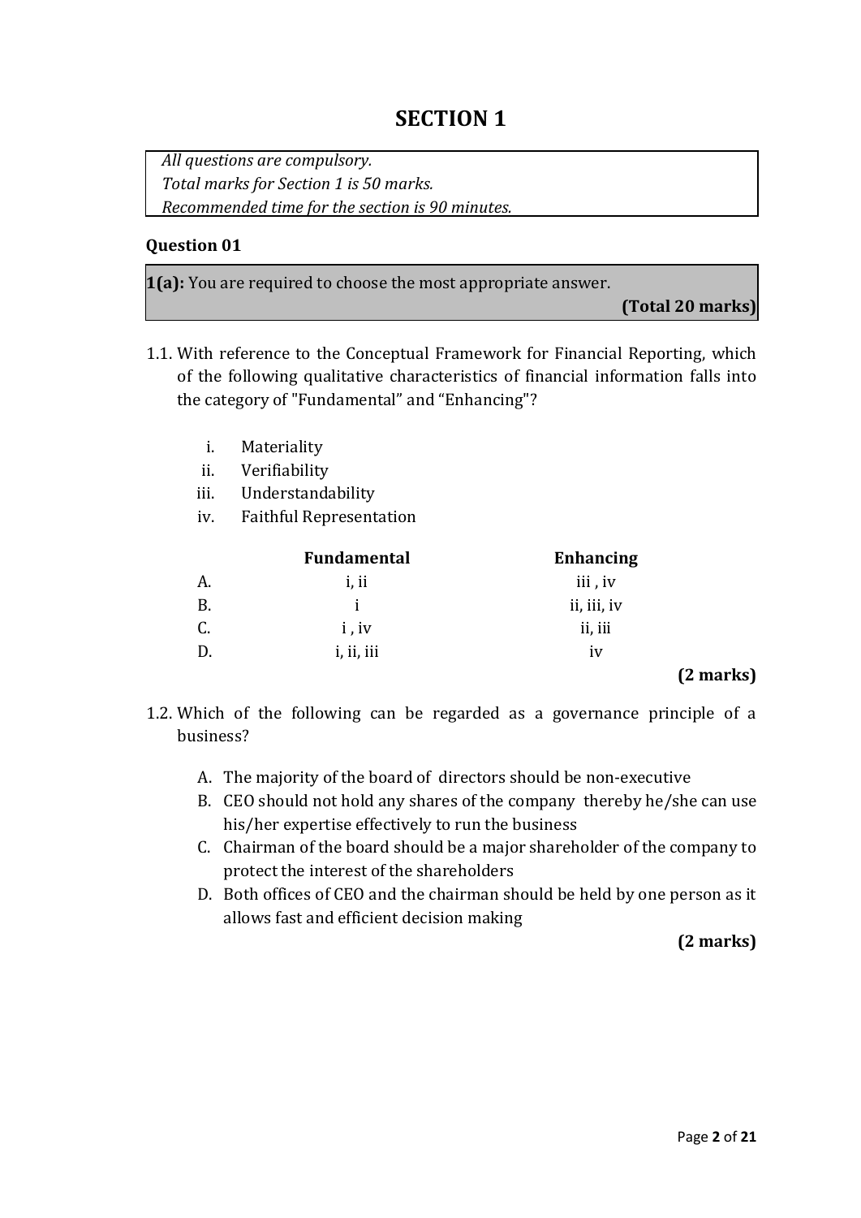# SECTION 1

*All questions are compulsory.*
*Total marks for Section 1 is 50 marks.*
*Recommended time for the section is 90 minutes.*

### Question 01

**1(a):** You are required to choose the most appropriate answer.

**(Total 20 marks)**

1.1. With reference to the Conceptual Framework for Financial Reporting, which of the following qualitative characteristics of financial information falls into the category of "Fundamental" and "Enhancing"?

   i. Materiality
   ii. Verifiability
   iii. Understandability
   iv. Faithful Representation

|  | **Fundamental** | **Enhancing** |
|---|---|---|
| A. | i, ii | iii , iv |
| B. | i | ii, iii, iv |
| C. | i , iv | ii, iii |
| D. | i, ii, iii | iv |

**(2 marks)**

1.2. Which of the following can be regarded as a governance principle of a business?

   A. The majority of the board of directors should be non-executive
   B. CEO should not hold any shares of the company thereby he/she can use his/her expertise effectively to run the business
   C. Chairman of the board should be a major shareholder of the company to protect the interest of the shareholders
   D. Both offices of CEO and the chairman should be held by one person as it allows fast and efficient decision making

**(2 marks)**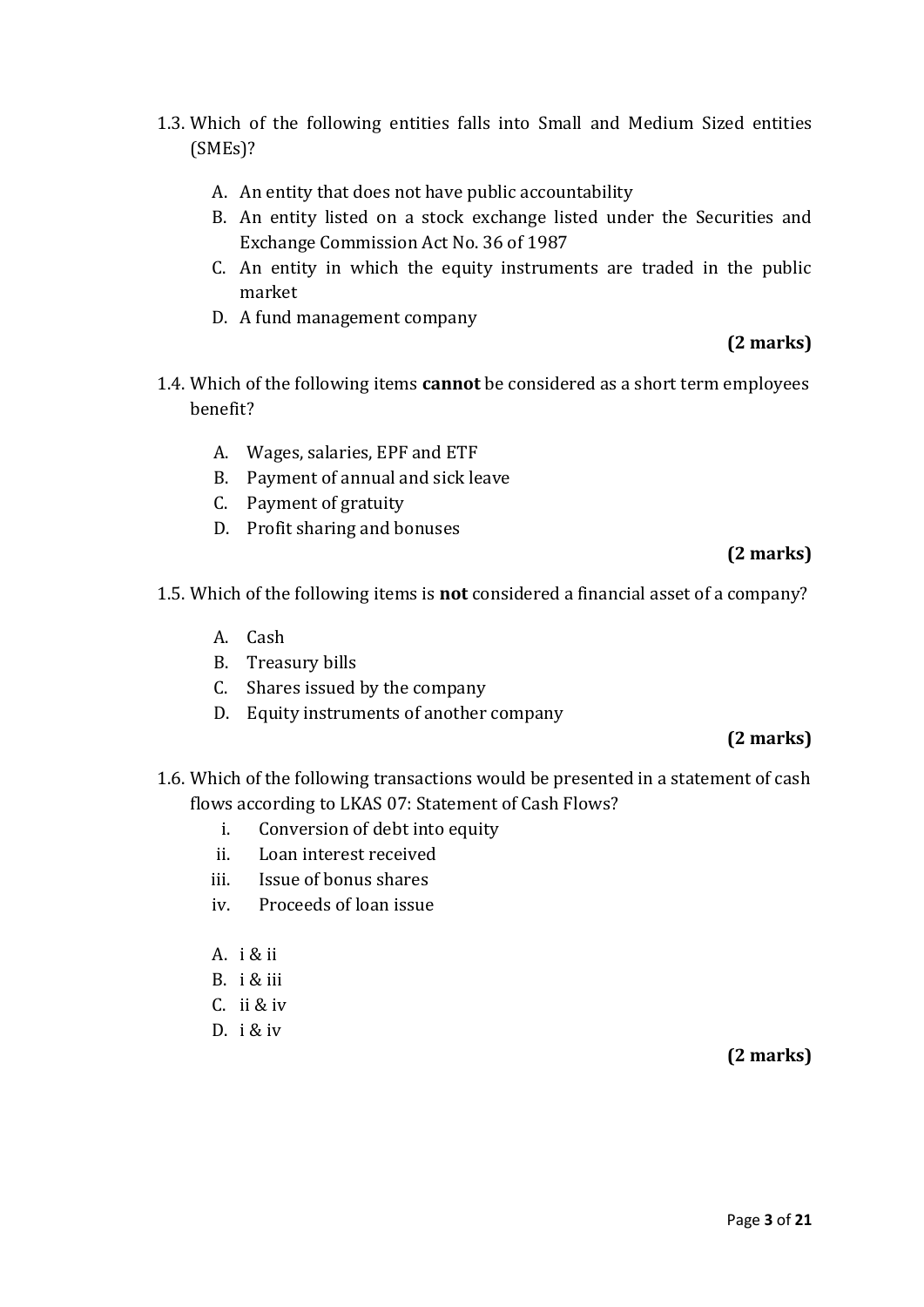1.3. Which of the following entities falls into Small and Medium Sized entities (SMEs)?

   A. An entity that does not have public accountability
   B. An entity listed on a stock exchange listed under the Securities and Exchange Commission Act No. 36 of 1987
   C. An entity in which the equity instruments are traded in the public market
   D. A fund management company

**(2 marks)**

1.4. Which of the following items **cannot** be considered as a short term employees benefit?

   A. Wages, salaries, EPF and ETF
   B. Payment of annual and sick leave
   C. Payment of gratuity
   D. Profit sharing and bonuses

**(2 marks)**

1.5. Which of the following items is **not** considered a financial asset of a company?

   A. Cash
   B. Treasury bills
   C. Shares issued by the company
   D. Equity instruments of another company

**(2 marks)**

1.6. Which of the following transactions would be presented in a statement of cash flows according to LKAS 07: Statement of Cash Flows?

   i. Conversion of debt into equity
   ii. Loan interest received
   iii. Issue of bonus shares
   iv. Proceeds of loan issue

   A. i & ii
   B. i & iii
   C. ii & iv
   D. i & iv

**(2 marks)**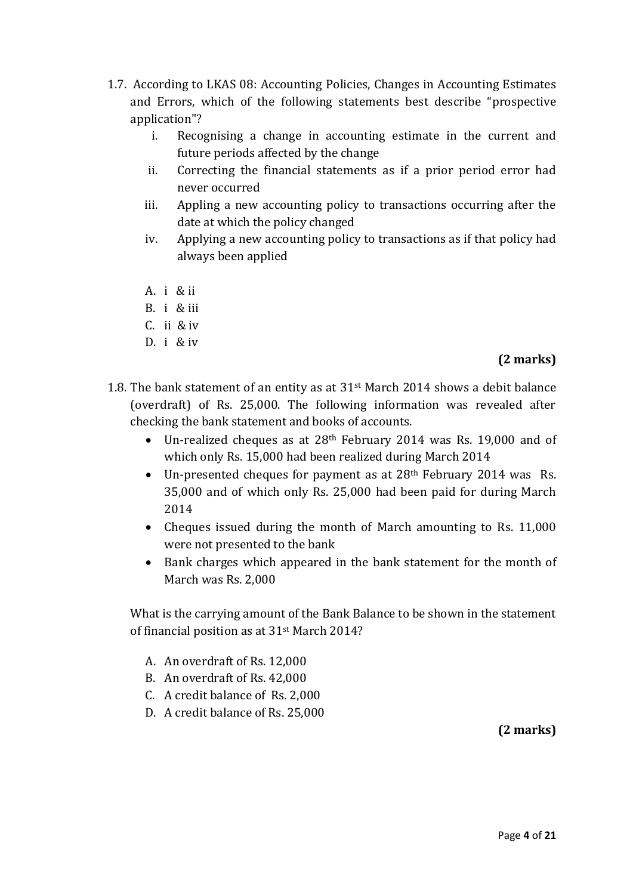1.7. According to LKAS 08: Accounting Policies, Changes in Accounting Estimates and Errors, which of the following statements best describe "prospective application"?

   i. Recognising a change in accounting estimate in the current and future periods affected by the change
   ii. Correcting the financial statements as if a prior period error had never occurred
   iii. Appling a new accounting policy to transactions occurring after the date at which the policy changed
   iv. Applying a new accounting policy to transactions as if that policy had always been applied

   A. i & ii
   B. i & iii
   C. ii & iv
   D. i & iv

**(2 marks)**

1.8. The bank statement of an entity as at 31st March 2014 shows a debit balance (overdraft) of Rs. 25,000. The following information was revealed after checking the bank statement and books of accounts.

- Un-realized cheques as at 28th February 2014 was Rs. 19,000 and of which only Rs. 15,000 had been realized during March 2014
- Un-presented cheques for payment as at 28th February 2014 was Rs. 35,000 and of which only Rs. 25,000 had been paid for during March 2014
- Cheques issued during the month of March amounting to Rs. 11,000 were not presented to the bank
- Bank charges which appeared in the bank statement for the month of March was Rs. 2,000

What is the carrying amount of the Bank Balance to be shown in the statement of financial position as at 31st March 2014?

   A. An overdraft of Rs. 12,000
   B. An overdraft of Rs. 42,000
   C. A credit balance of Rs. 2,000
   D. A credit balance of Rs. 25,000

**(2 marks)**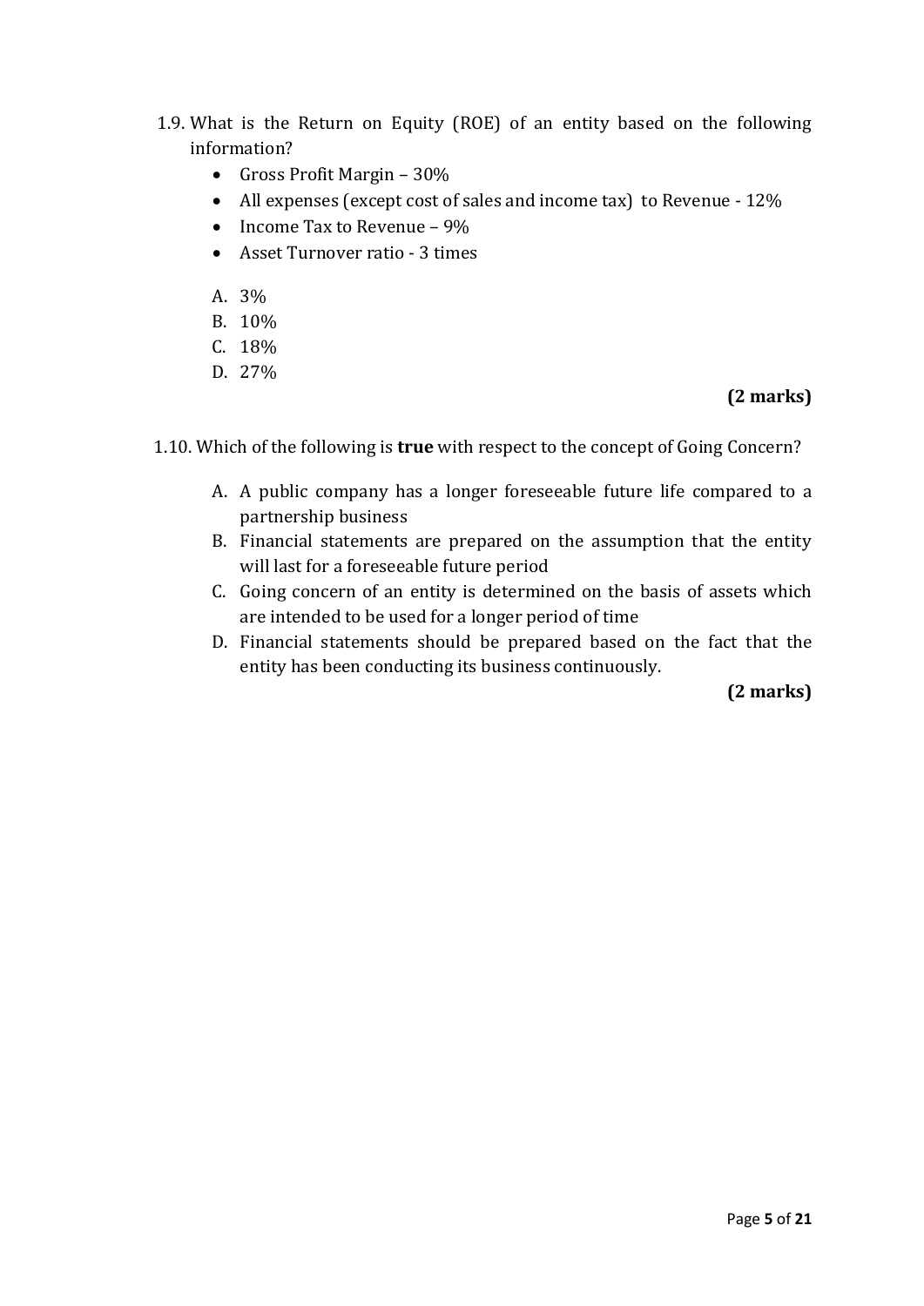1.9. What is the Return on Equity (ROE) of an entity based on the following information?

- Gross Profit Margin – 30%
- All expenses (except cost of sales and income tax) to Revenue - 12%
- Income Tax to Revenue – 9%
- Asset Turnover ratio - 3 times

A. 3%
B. 10%
C. 18%
D. 27%

**(2 marks)**

1.10. Which of the following is **true** with respect to the concept of Going Concern?

A. A public company has a longer foreseeable future life compared to a partnership business
B. Financial statements are prepared on the assumption that the entity will last for a foreseeable future period
C. Going concern of an entity is determined on the basis of assets which are intended to be used for a longer period of time
D. Financial statements should be prepared based on the fact that the entity has been conducting its business continuously.

**(2 marks)**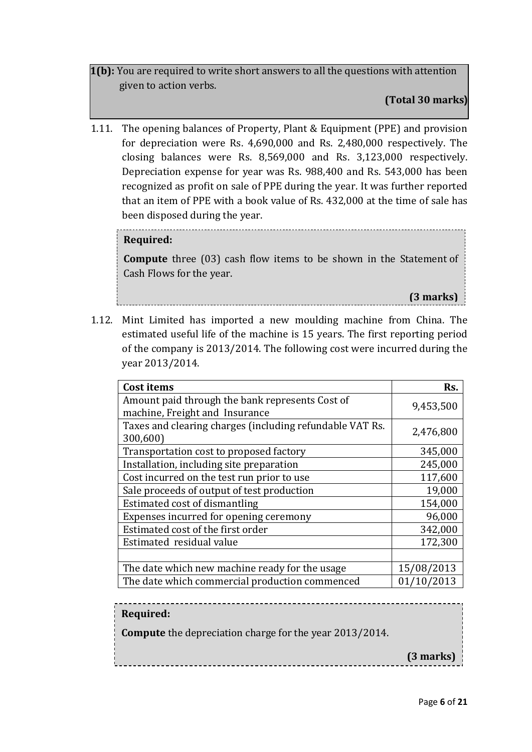**1(b):** You are required to write short answers to all the questions with attention given to action verbs.

**(Total 30 marks)**

1.11. The opening balances of Property, Plant & Equipment (PPE) and provision for depreciation were Rs. 4,690,000 and Rs. 2,480,000 respectively. The closing balances were Rs. 8,569,000 and Rs. 3,123,000 respectively. Depreciation expense for year was Rs. 988,400 and Rs. 543,000 has been recognized as profit on sale of PPE during the year. It was further reported that an item of PPE with a book value of Rs. 432,000 at the time of sale has been disposed during the year.

**Required:**

**Compute** three (03) cash flow items to be shown in the Statement of Cash Flows for the year.

**(3 marks)**

1.12. Mint Limited has imported a new moulding machine from China. The estimated useful life of the machine is 15 years. The first reporting period of the company is 2013/2014. The following cost were incurred during the year 2013/2014.

| Cost items | Rs. |
|---|---|
| Amount paid through the bank represents Cost of machine, Freight and Insurance | 9,453,500 |
| Taxes and clearing charges (including refundable VAT Rs. 300,600) | 2,476,800 |
| Transportation cost to proposed factory | 345,000 |
| Installation, including site preparation | 245,000 |
| Cost incurred on the test run prior to use | 117,600 |
| Sale proceeds of output of test production | 19,000 |
| Estimated cost of dismantling | 154,000 |
| Expenses incurred for opening ceremony | 96,000 |
| Estimated cost of the first order | 342,000 |
| Estimated residual value | 172,300 |
| | |
| The date which new machine ready for the usage | 15/08/2013 |
| The date which commercial production commenced | 01/10/2013 |

**Required:**

**Compute** the depreciation charge for the year 2013/2014.

**(3 marks)**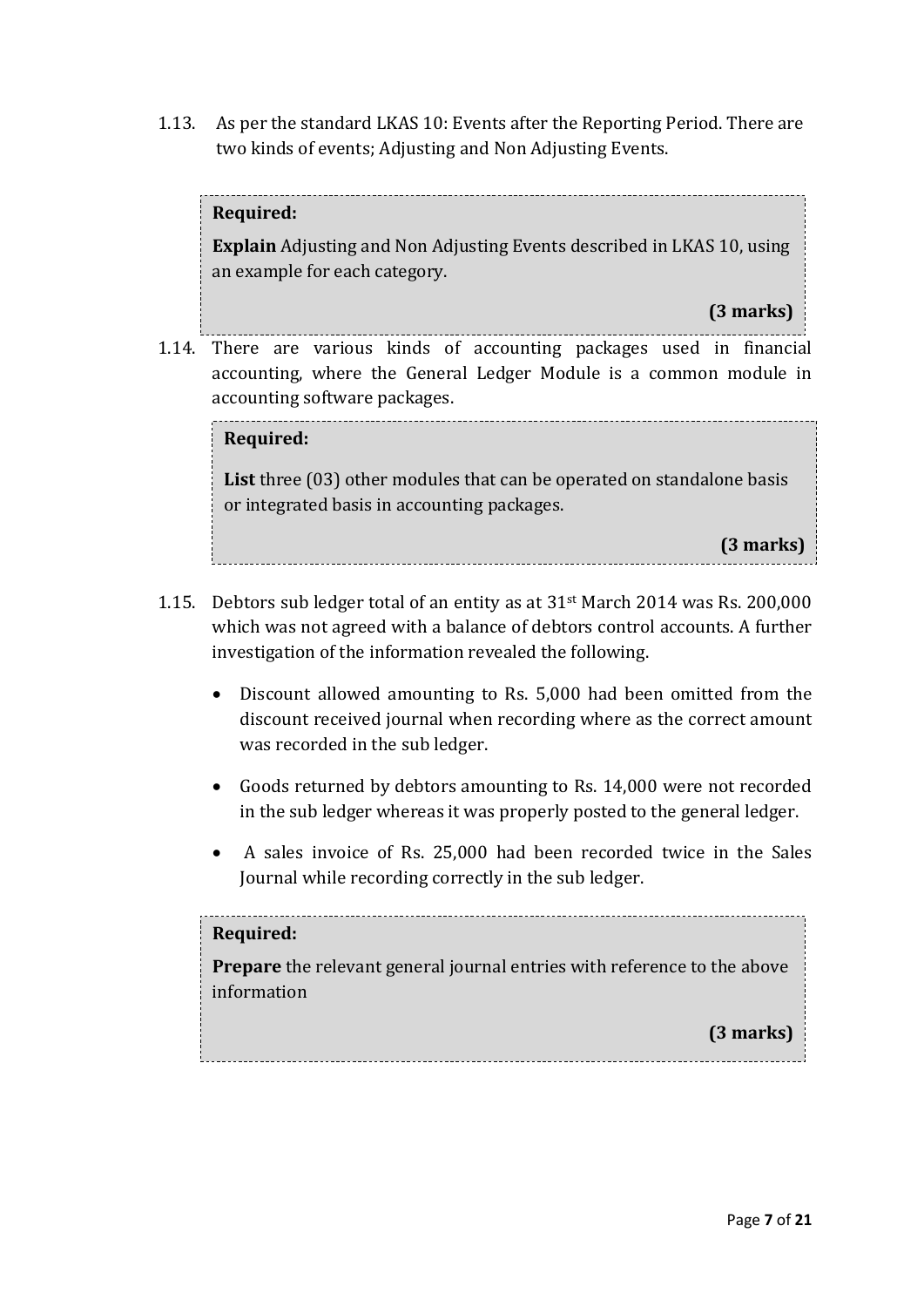1.13. As per the standard LKAS 10: Events after the Reporting Period. There are two kinds of events; Adjusting and Non Adjusting Events.

> **Required:**
>
> **Explain** Adjusting and Non Adjusting Events described in LKAS 10, using an example for each category.
>
> **(3 marks)**

1.14. There are various kinds of accounting packages used in financial accounting, where the General Ledger Module is a common module in accounting software packages.

> **Required:**
>
> **List** three (03) other modules that can be operated on standalone basis or integrated basis in accounting packages.
>
> **(3 marks)**

1.15. Debtors sub ledger total of an entity as at 31st March 2014 was Rs. 200,000 which was not agreed with a balance of debtors control accounts. A further investigation of the information revealed the following.

- Discount allowed amounting to Rs. 5,000 had been omitted from the discount received journal when recording where as the correct amount was recorded in the sub ledger.
- Goods returned by debtors amounting to Rs. 14,000 were not recorded in the sub ledger whereas it was properly posted to the general ledger.
- A sales invoice of Rs. 25,000 had been recorded twice in the Sales Journal while recording correctly in the sub ledger.

> **Required:**
>
> **Prepare** the relevant general journal entries with reference to the above information
>
> **(3 marks)**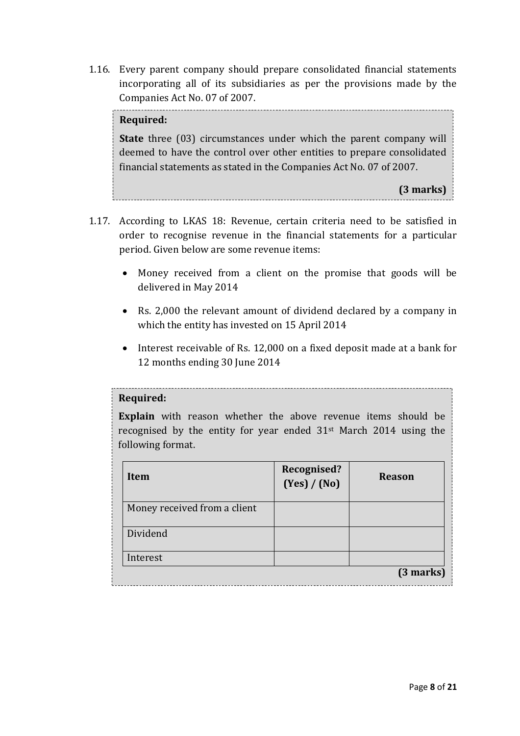1.16. Every parent company should prepare consolidated financial statements incorporating all of its subsidiaries as per the provisions made by the Companies Act No. 07 of 2007.

**Required:**

**State** three (03) circumstances under which the parent company will deemed to have the control over other entities to prepare consolidated financial statements as stated in the Companies Act No. 07 of 2007.

**(3 marks)**

1.17. According to LKAS 18: Revenue, certain criteria need to be satisfied in order to recognise revenue in the financial statements for a particular period. Given below are some revenue items:

- Money received from a client on the promise that goods will be delivered in May 2014
- Rs. 2,000 the relevant amount of dividend declared by a company in which the entity has invested on 15 April 2014
- Interest receivable of Rs. 12,000 on a fixed deposit made at a bank for 12 months ending 30 June 2014

**Required:**

**Explain** with reason whether the above revenue items should be recognised by the entity for year ended 31st March 2014 using the following format.

| Item | Recognised? (Yes) / (No) | Reason |
|---|---|---|
| Money received from a client | | |
| Dividend | | |
| Interest | | |

**(3 marks)**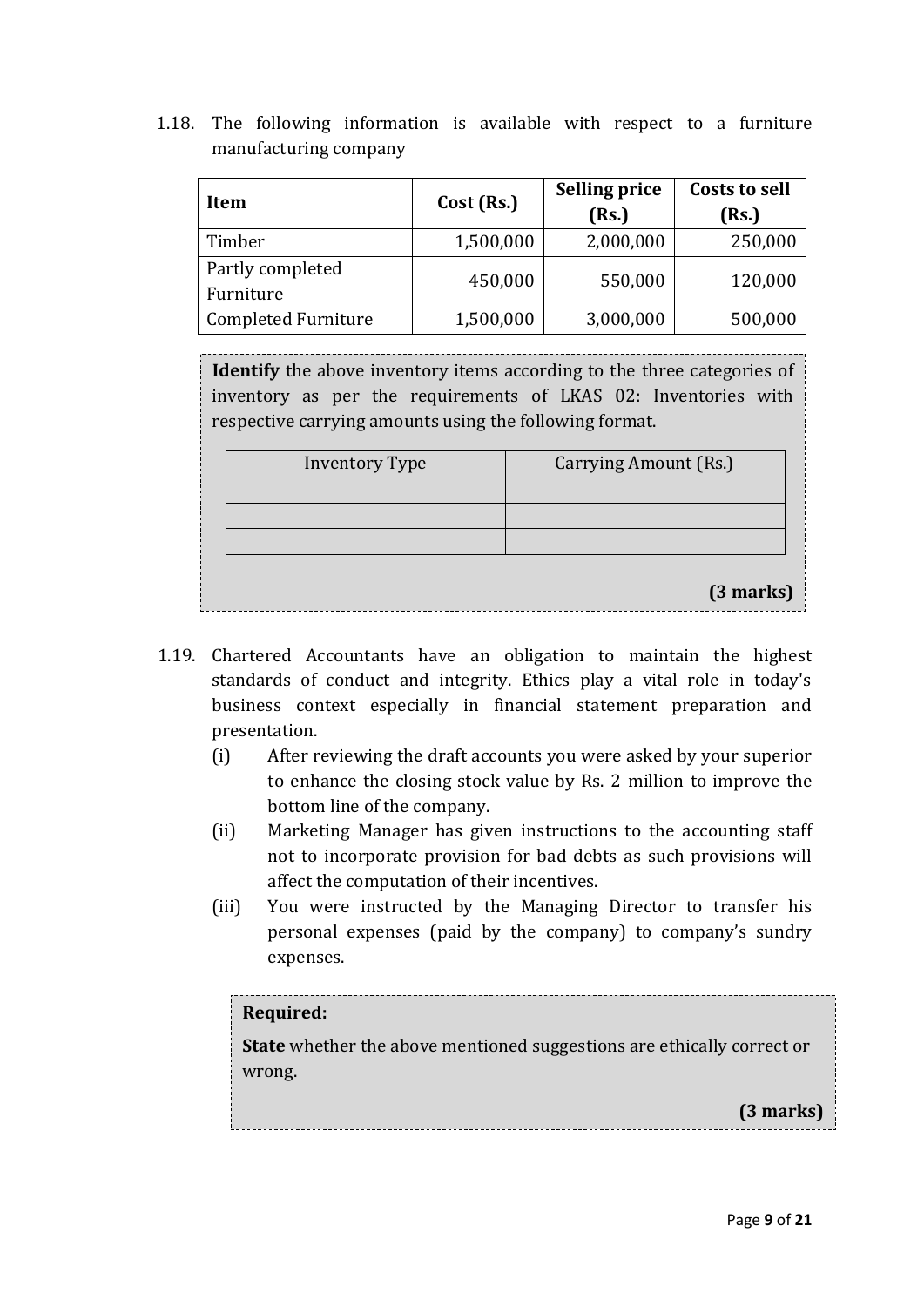1.18. The following information is available with respect to a furniture manufacturing company

| Item | Cost (Rs.) | Selling price (Rs.) | Costs to sell (Rs.) |
|---|---|---|---|
| Timber | 1,500,000 | 2,000,000 | 250,000 |
| Partly completed Furniture | 450,000 | 550,000 | 120,000 |
| Completed Furniture | 1,500,000 | 3,000,000 | 500,000 |

**Identify** the above inventory items according to the three categories of inventory as per the requirements of LKAS 02: Inventories with respective carrying amounts using the following format.

| Inventory Type | Carrying Amount (Rs.) |
|---|---|
| | |
| | |
| | |

**(3 marks)**

1.19. Chartered Accountants have an obligation to maintain the highest standards of conduct and integrity. Ethics play a vital role in today's business context especially in financial statement preparation and presentation.

(i) After reviewing the draft accounts you were asked by your superior to enhance the closing stock value by Rs. 2 million to improve the bottom line of the company.

(ii) Marketing Manager has given instructions to the accounting staff not to incorporate provision for bad debts as such provisions will affect the computation of their incentives.

(iii) You were instructed by the Managing Director to transfer his personal expenses (paid by the company) to company's sundry expenses.

**Required:**

**State** whether the above mentioned suggestions are ethically correct or wrong.

**(3 marks)**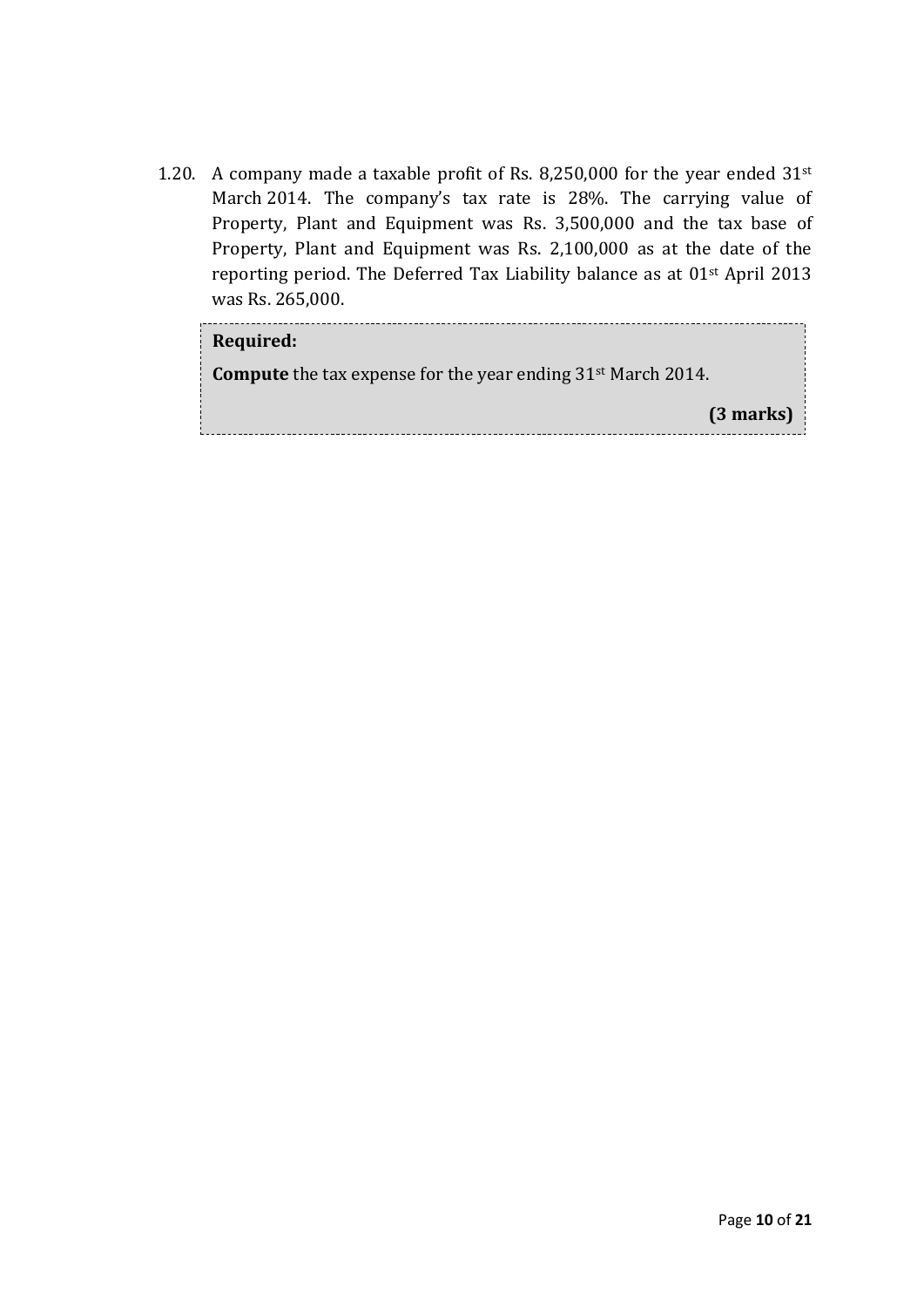1.20. A company made a taxable profit of Rs. 8,250,000 for the year ended 31st March 2014. The company's tax rate is 28%. The carrying value of Property, Plant and Equipment was Rs. 3,500,000 and the tax base of Property, Plant and Equipment was Rs. 2,100,000 as at the date of the reporting period. The Deferred Tax Liability balance as at 01st April 2013 was Rs. 265,000.

**Required:**

**Compute** the tax expense for the year ending 31st March 2014.

**(3 marks)**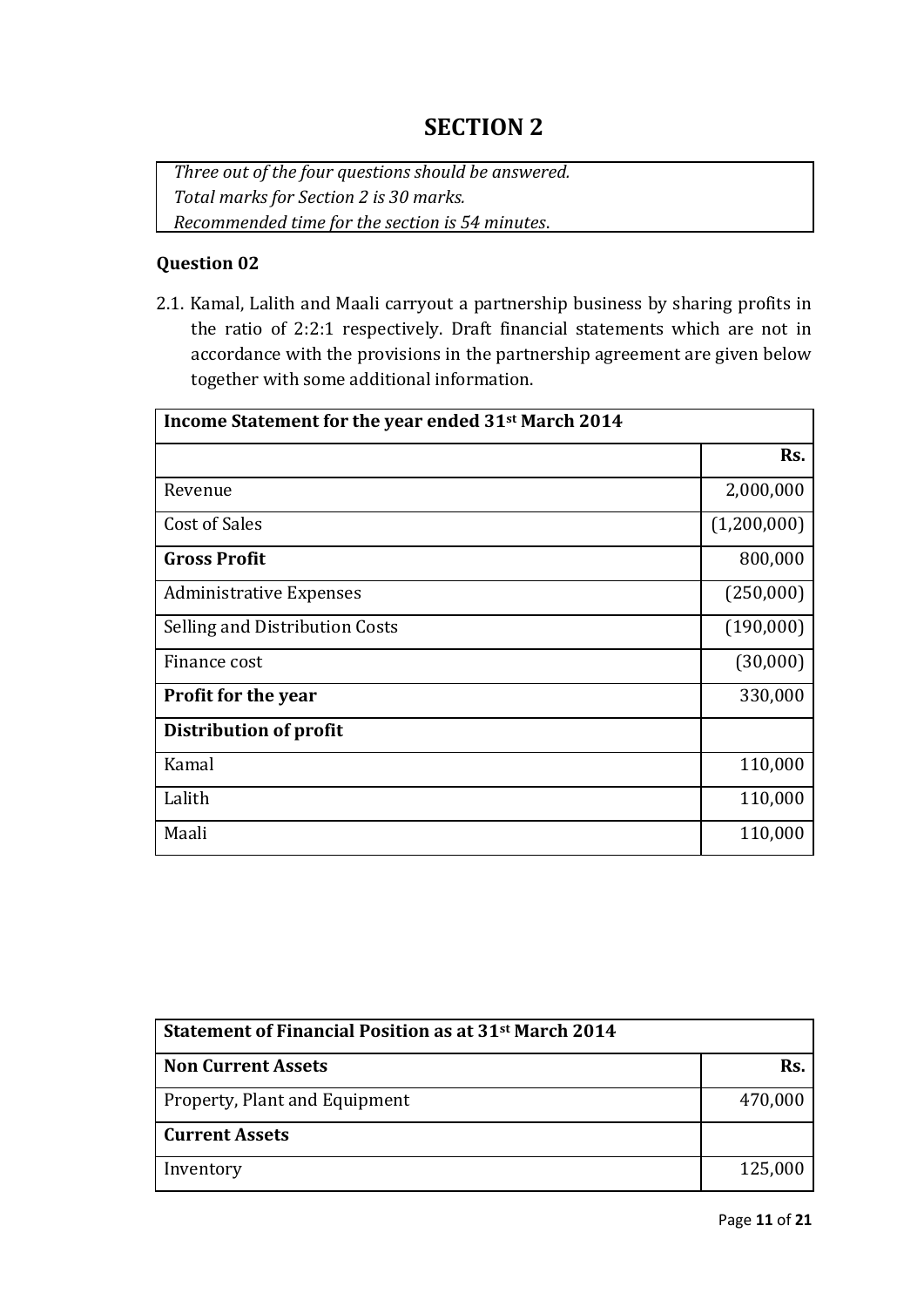# SECTION 2

*Three out of the four questions should be answered.*
*Total marks for Section 2 is 30 marks.*
*Recommended time for the section is 54 minutes.*

### Question 02

2.1. Kamal, Lalith and Maali carryout a partnership business by sharing profits in the ratio of 2:2:1 respectively. Draft financial statements which are not in accordance with the provisions in the partnership agreement are given below together with some additional information.

| Income Statement for the year ended 31st March 2014 | |
|---|---|
| | Rs. |
| Revenue | 2,000,000 |
| Cost of Sales | (1,200,000) |
| **Gross Profit** | 800,000 |
| Administrative Expenses | (250,000) |
| Selling and Distribution Costs | (190,000) |
| Finance cost | (30,000) |
| **Profit for the year** | 330,000 |
| **Distribution of profit** | |
| Kamal | 110,000 |
| Lalith | 110,000 |
| Maali | 110,000 |

| Statement of Financial Position as at 31st March 2014 | |
|---|---|
| **Non Current Assets** | Rs. |
| Property, Plant and Equipment | 470,000 |
| **Current Assets** | |
| Inventory | 125,000 |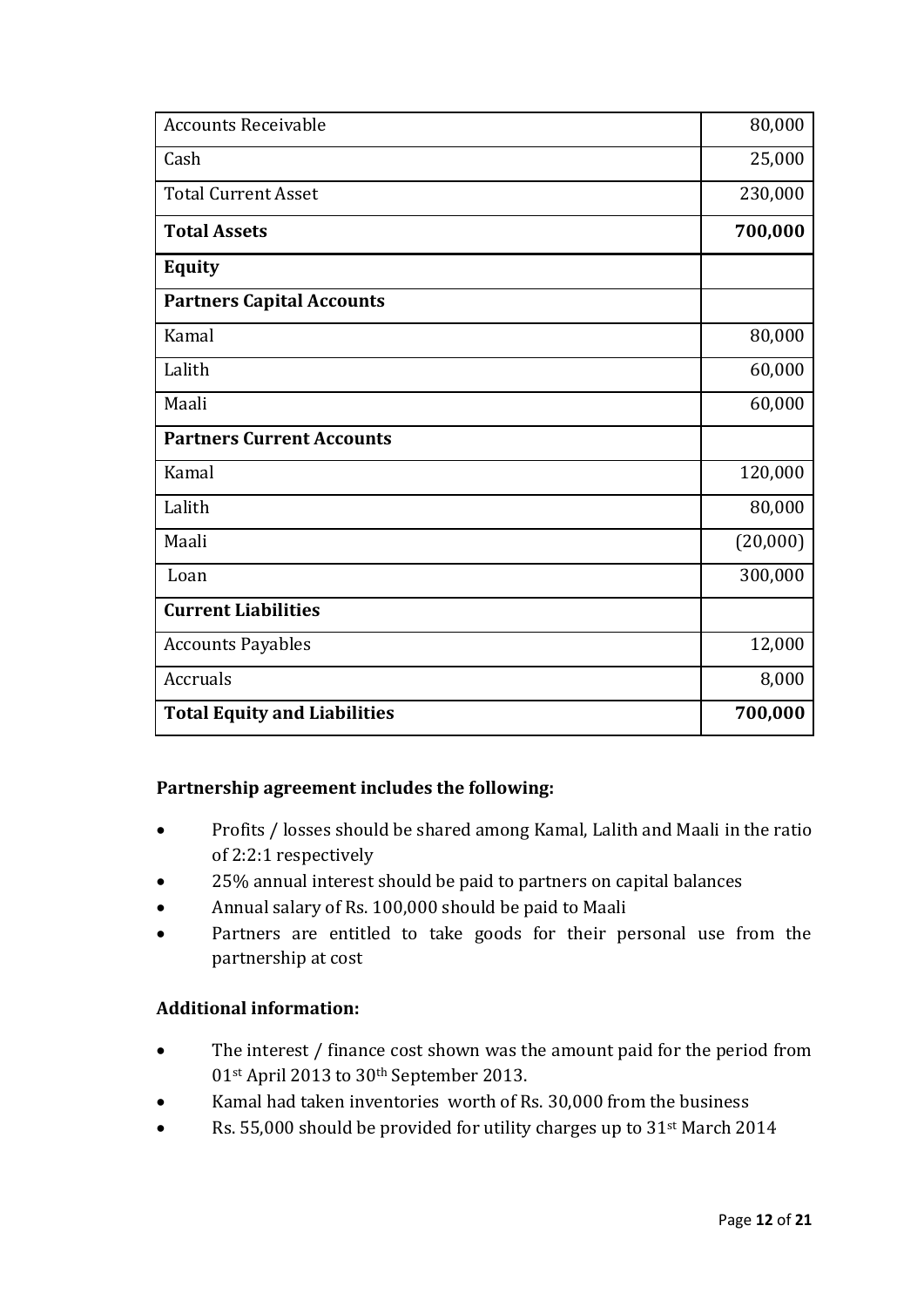| | |
|---|---|
| Accounts Receivable | 80,000 |
| Cash | 25,000 |
| Total Current Asset | 230,000 |
| **Total Assets** | **700,000** |
| **Equity** | |
| **Partners Capital Accounts** | |
| Kamal | 80,000 |
| Lalith | 60,000 |
| Maali | 60,000 |
| **Partners Current Accounts** | |
| Kamal | 120,000 |
| Lalith | 80,000 |
| Maali | (20,000) |
| Loan | 300,000 |
| **Current Liabilities** | |
| Accounts Payables | 12,000 |
| Accruals | 8,000 |
| **Total Equity and Liabilities** | **700,000** |

**Partnership agreement includes the following:**

- Profits / losses should be shared among Kamal, Lalith and Maali in the ratio of 2:2:1 respectively
- 25% annual interest should be paid to partners on capital balances
- Annual salary of Rs. 100,000 should be paid to Maali
- Partners are entitled to take goods for their personal use from the partnership at cost

**Additional information:**

- The interest / finance cost shown was the amount paid for the period from 01st April 2013 to 30th September 2013.
- Kamal had taken inventories worth of Rs. 30,000 from the business
- Rs. 55,000 should be provided for utility charges up to 31st March 2014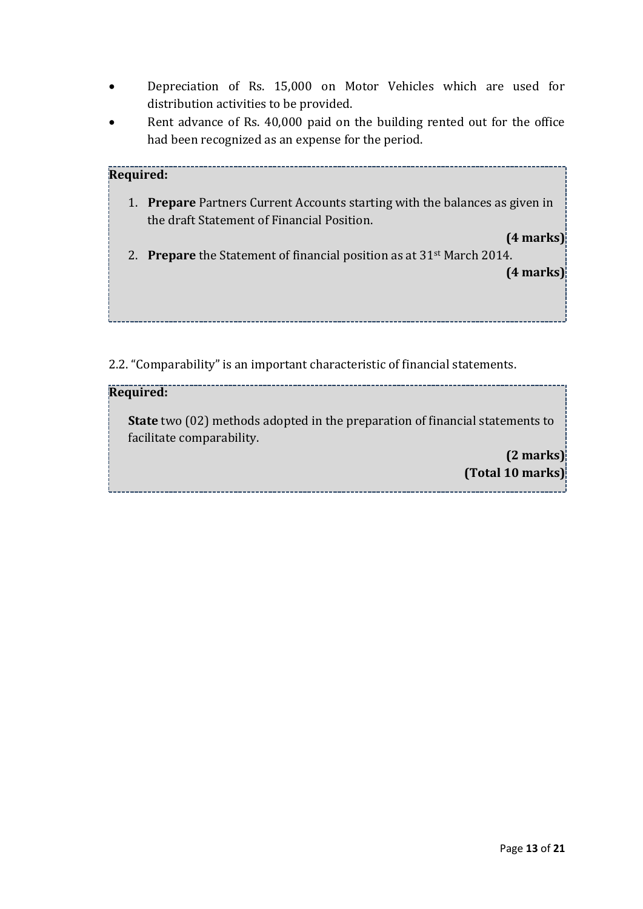- Depreciation of Rs. 15,000 on Motor Vehicles which are used for distribution activities to be provided.
- Rent advance of Rs. 40,000 paid on the building rented out for the office had been recognized as an expense for the period.

**Required:**

1. **Prepare** Partners Current Accounts starting with the balances as given in the draft Statement of Financial Position.

   **(4 marks)**

2. **Prepare** the Statement of financial position as at 31st March 2014.

   **(4 marks)**

2.2. "Comparability" is an important characteristic of financial statements.

**Required:**

**State** two (02) methods adopted in the preparation of financial statements to facilitate comparability.

**(2 marks)**
**(Total 10 marks)**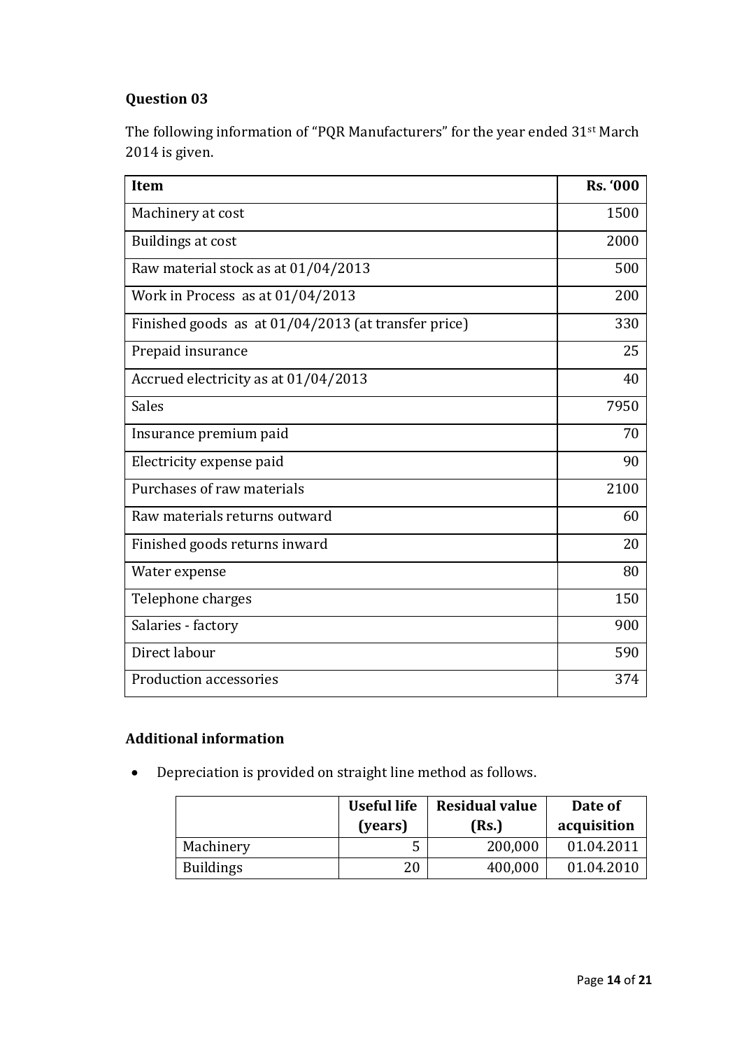**Question 03**

The following information of "PQR Manufacturers" for the year ended 31st March 2014 is given.

| Item | Rs. '000 |
|---|---:|
| Machinery at cost | 1500 |
| Buildings at cost | 2000 |
| Raw material stock as at 01/04/2013 | 500 |
| Work in Process as at 01/04/2013 | 200 |
| Finished goods as at 01/04/2013 (at transfer price) | 330 |
| Prepaid insurance | 25 |
| Accrued electricity as at 01/04/2013 | 40 |
| Sales | 7950 |
| Insurance premium paid | 70 |
| Electricity expense paid | 90 |
| Purchases of raw materials | 2100 |
| Raw materials returns outward | 60 |
| Finished goods returns inward | 20 |
| Water expense | 80 |
| Telephone charges | 150 |
| Salaries - factory | 900 |
| Direct labour | 590 |
| Production accessories | 374 |

**Additional information**

- Depreciation is provided on straight line method as follows.

| | Useful life (years) | Residual value (Rs.) | Date of acquisition |
|---|---:|---:|---:|
| Machinery | 5 | 200,000 | 01.04.2011 |
| Buildings | 20 | 400,000 | 01.04.2010 |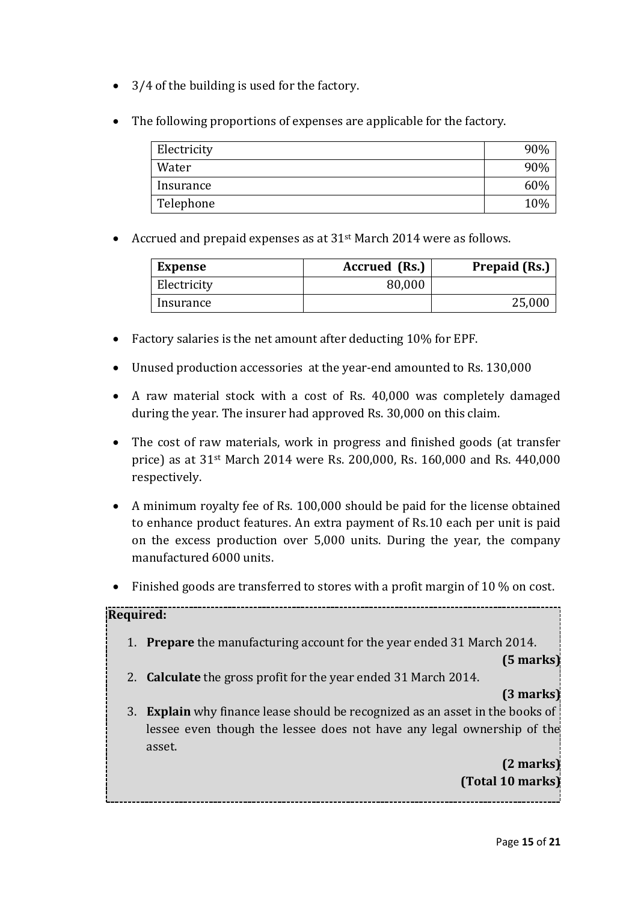- 3/4 of the building is used for the factory.

- The following proportions of expenses are applicable for the factory.

| | |
|---|---|
| Electricity | 90% |
| Water | 90% |
| Insurance | 60% |
| Telephone | 10% |

- Accrued and prepaid expenses as at 31st March 2014 were as follows.

| Expense | Accrued (Rs.) | Prepaid (Rs.) |
|---|---|---|
| Electricity | 80,000 | |
| Insurance | | 25,000 |

- Factory salaries is the net amount after deducting 10% for EPF.

- Unused production accessories at the year-end amounted to Rs. 130,000

- A raw material stock with a cost of Rs. 40,000 was completely damaged during the year. The insurer had approved Rs. 30,000 on this claim.

- The cost of raw materials, work in progress and finished goods (at transfer price) as at 31st March 2014 were Rs. 200,000, Rs. 160,000 and Rs. 440,000 respectively.

- A minimum royalty fee of Rs. 100,000 should be paid for the license obtained to enhance product features. An extra payment of Rs.10 each per unit is paid on the excess production over 5,000 units. During the year, the company manufactured 6000 units.

- Finished goods are transferred to stores with a profit margin of 10 % on cost.

**Required:**

1. **Prepare** the manufacturing account for the year ended 31 March 2014.
   **(5 marks)**
2. **Calculate** the gross profit for the year ended 31 March 2014.
   **(3 marks)**
3. **Explain** why finance lease should be recognized as an asset in the books of lessee even though the lessee does not have any legal ownership of the asset.
   **(2 marks)**
   **(Total 10 marks)**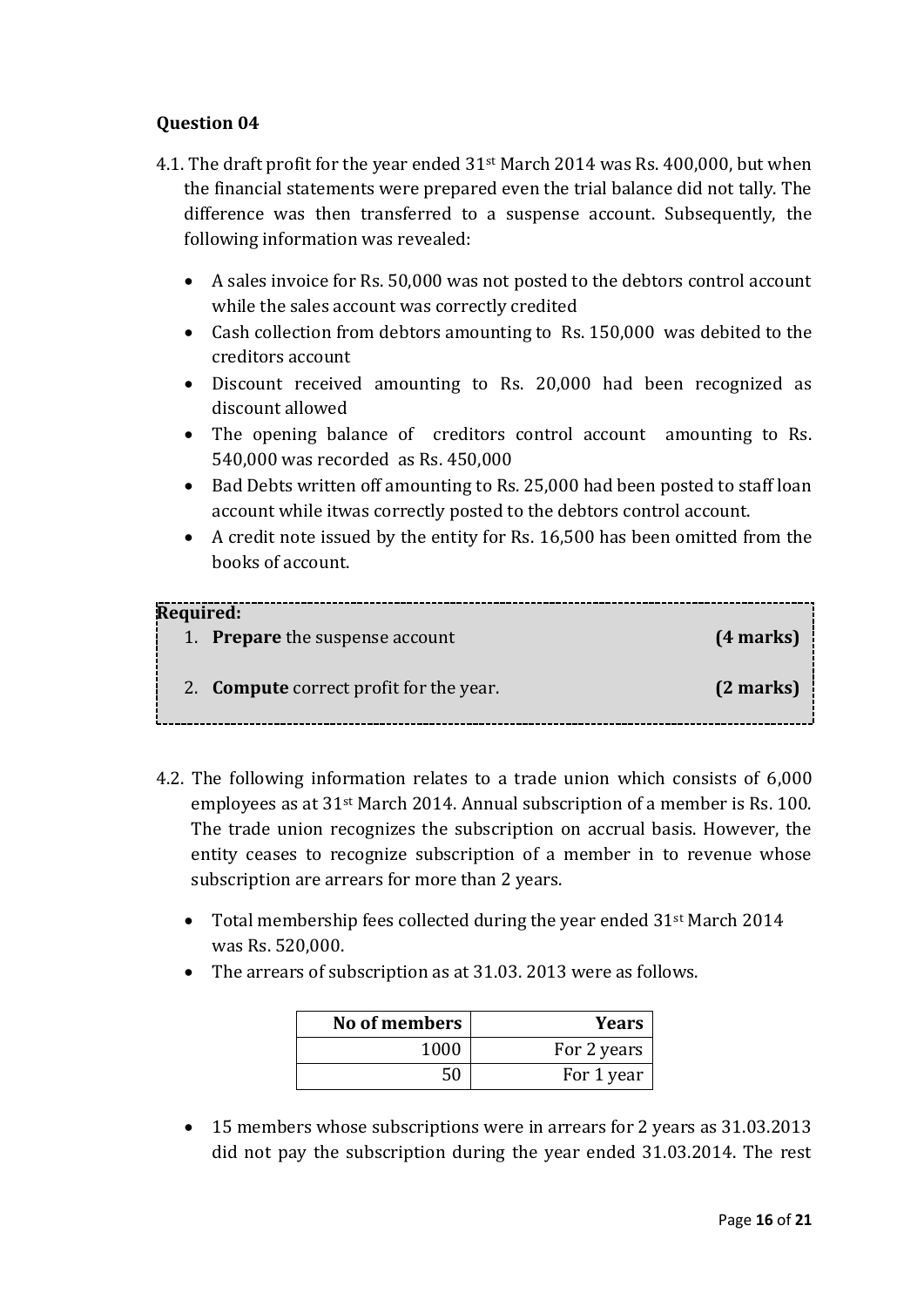**Question 04**

4.1. The draft profit for the year ended 31st March 2014 was Rs. 400,000, but when the financial statements were prepared even the trial balance did not tally. The difference was then transferred to a suspense account. Subsequently, the following information was revealed:

- A sales invoice for Rs. 50,000 was not posted to the debtors control account while the sales account was correctly credited
- Cash collection from debtors amounting to Rs. 150,000 was debited to the creditors account
- Discount received amounting to Rs. 20,000 had been recognized as discount allowed
- The opening balance of creditors control account amounting to Rs. 540,000 was recorded as Rs. 450,000
- Bad Debts written off amounting to Rs. 25,000 had been posted to staff loan account while itwas correctly posted to the debtors control account.
- A credit note issued by the entity for Rs. 16,500 has been omitted from the books of account.

**Required:**

1. **Prepare** the suspense account **(4 marks)**
2. **Compute** correct profit for the year. **(2 marks)**

4.2. The following information relates to a trade union which consists of 6,000 employees as at 31st March 2014. Annual subscription of a member is Rs. 100. The trade union recognizes the subscription on accrual basis. However, the entity ceases to recognize subscription of a member in to revenue whose subscription are arrears for more than 2 years.

- Total membership fees collected during the year ended 31st March 2014 was Rs. 520,000.
- The arrears of subscription as at 31.03. 2013 were as follows.

| No of members | Years |
|---:|---:|
| 1000 | For 2 years |
| 50 | For 1 year |

- 15 members whose subscriptions were in arrears for 2 years as 31.03.2013 did not pay the subscription during the year ended 31.03.2014. The rest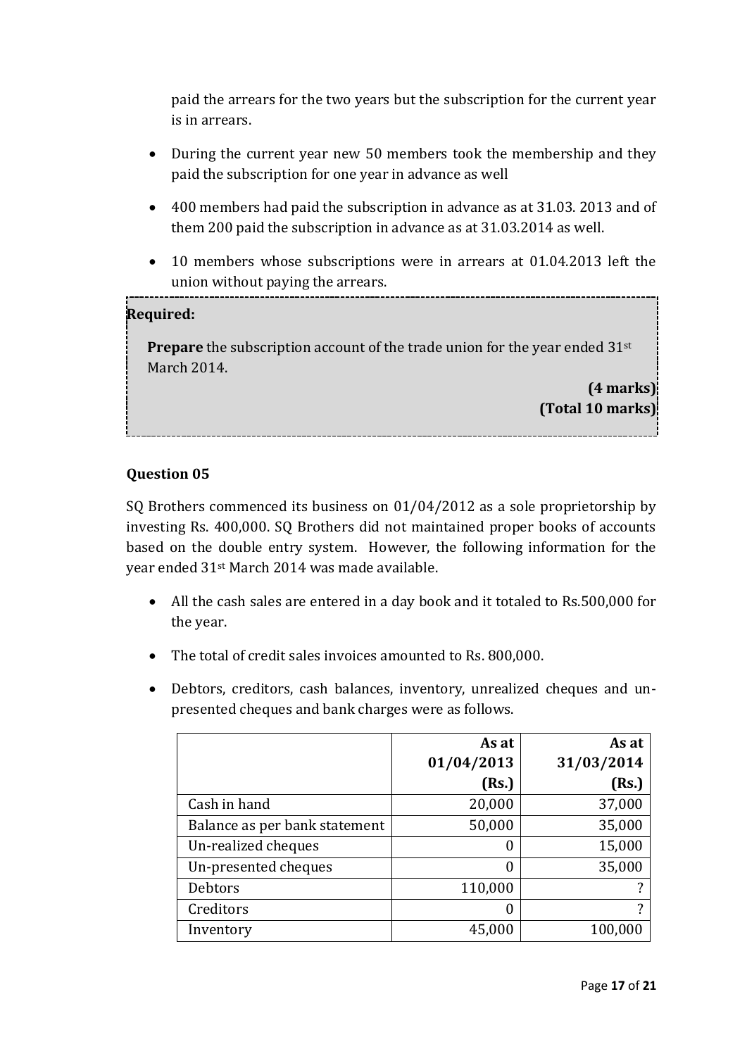paid the arrears for the two years but the subscription for the current year is in arrears.

- During the current year new 50 members took the membership and they paid the subscription for one year in advance as well
- 400 members had paid the subscription in advance as at 31.03. 2013 and of them 200 paid the subscription in advance as at 31.03.2014 as well.
- 10 members whose subscriptions were in arrears at 01.04.2013 left the union without paying the arrears.

**Required:**

**Prepare** the subscription account of the trade union for the year ended 31st March 2014.

**(4 marks)**
**(Total 10 marks)**

### Question 05

SQ Brothers commenced its business on 01/04/2012 as a sole proprietorship by investing Rs. 400,000. SQ Brothers did not maintained proper books of accounts based on the double entry system. However, the following information for the year ended 31st March 2014 was made available.

- All the cash sales are entered in a day book and it totaled to Rs.500,000 for the year.
- The total of credit sales invoices amounted to Rs. 800,000.
- Debtors, creditors, cash balances, inventory, unrealized cheques and un-presented cheques and bank charges were as follows.

| | As at 01/04/2013 (Rs.) | As at 31/03/2014 (Rs.) |
|---|---:|---:|
| Cash in hand | 20,000 | 37,000 |
| Balance as per bank statement | 50,000 | 35,000 |
| Un-realized cheques | 0 | 15,000 |
| Un-presented cheques | 0 | 35,000 |
| Debtors | 110,000 | ? |
| Creditors | 0 | ? |
| Inventory | 45,000 | 100,000 |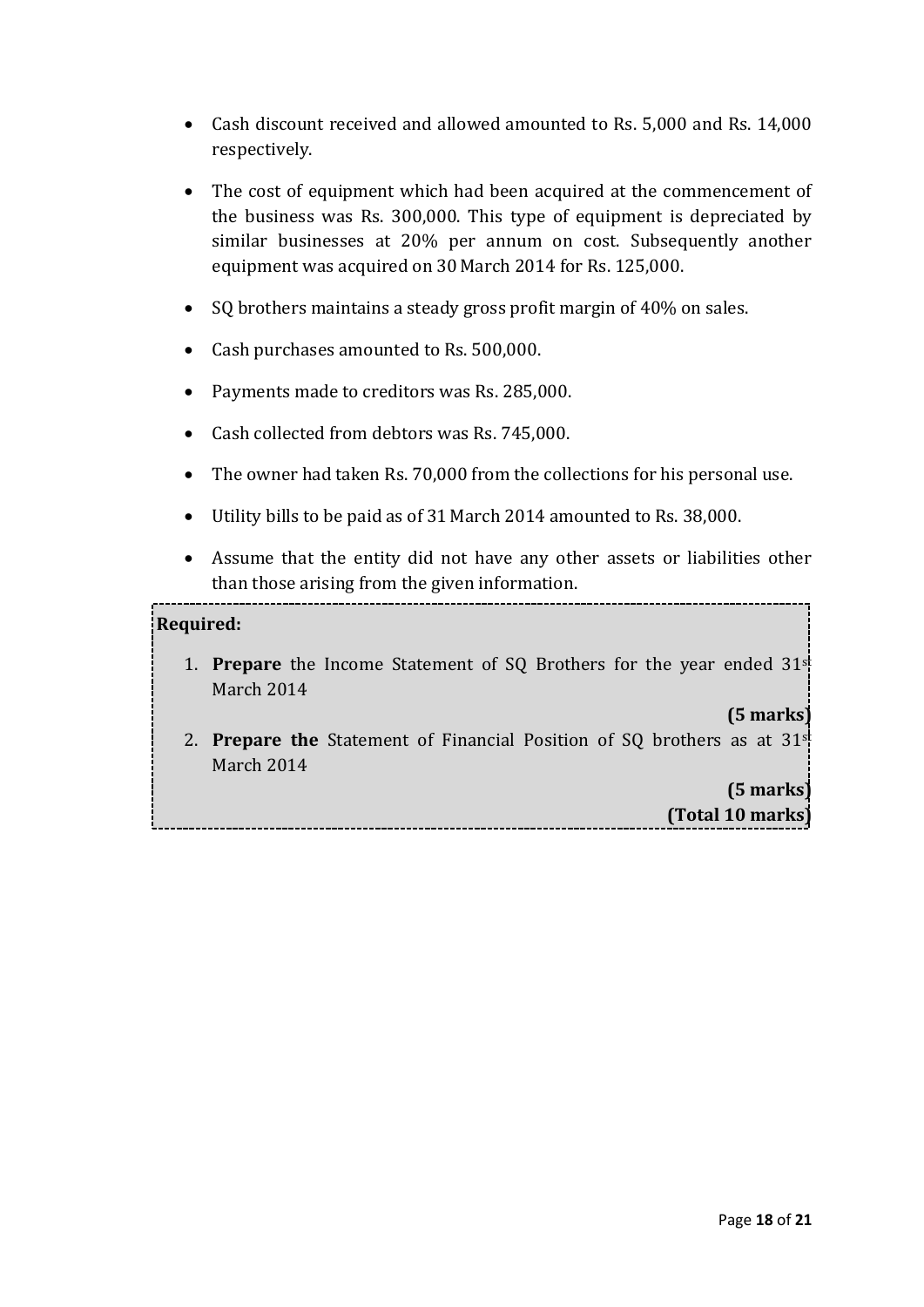- Cash discount received and allowed amounted to Rs. 5,000 and Rs. 14,000 respectively.
- The cost of equipment which had been acquired at the commencement of the business was Rs. 300,000. This type of equipment is depreciated by similar businesses at 20% per annum on cost. Subsequently another equipment was acquired on 30 March 2014 for Rs. 125,000.
- SQ brothers maintains a steady gross profit margin of 40% on sales.
- Cash purchases amounted to Rs. 500,000.
- Payments made to creditors was Rs. 285,000.
- Cash collected from debtors was Rs. 745,000.
- The owner had taken Rs. 70,000 from the collections for his personal use.
- Utility bills to be paid as of 31 March 2014 amounted to Rs. 38,000.
- Assume that the entity did not have any other assets or liabilities other than those arising from the given information.

**Required:**

1. **Prepare** the Income Statement of SQ Brothers for the year ended 31st March 2014

**(5 marks)**

2. **Prepare the** Statement of Financial Position of SQ brothers as at 31st March 2014

**(5 marks)**

**(Total 10 marks)**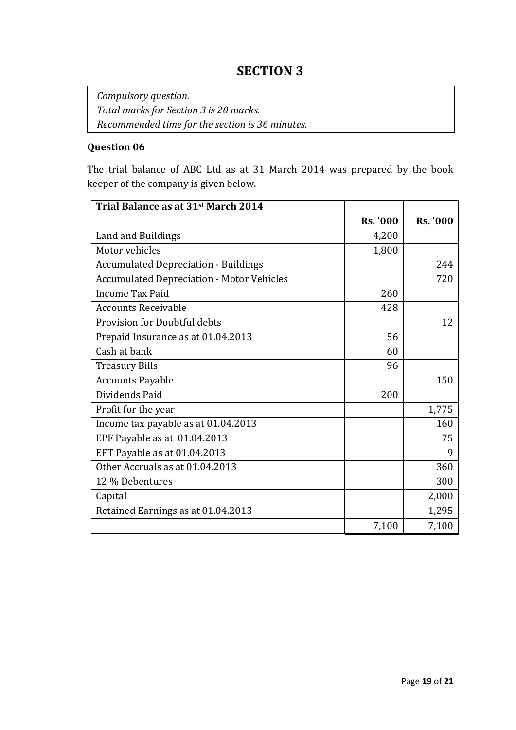# SECTION 3

*Compulsory question.*
*Total marks for Section 3 is 20 marks.*
*Recommended time for the section is 36 minutes.*

### Question 06

The trial balance of ABC Ltd as at 31 March 2014 was prepared by the book keeper of the company is given below.

| **Trial Balance as at 31st March 2014** | | |
|---|---|---|
| | **Rs. '000** | **Rs. '000** |
| Land and Buildings | 4,200 | |
| Motor vehicles | 1,800 | |
| Accumulated Depreciation - Buildings | | 244 |
| Accumulated Depreciation - Motor Vehicles | | 720 |
| Income Tax Paid | 260 | |
| Accounts Receivable | 428 | |
| Provision for Doubtful debts | | 12 |
| Prepaid Insurance as at 01.04.2013 | 56 | |
| Cash at bank | 60 | |
| Treasury Bills | 96 | |
| Accounts Payable | | 150 |
| Dividends Paid | 200 | |
| Profit for the year | | 1,775 |
| Income tax payable as at 01.04.2013 | | 160 |
| EPF Payable as at 01.04.2013 | | 75 |
| EFT Payable as at 01.04.2013 | | 9 |
| Other Accruals as at 01.04.2013 | | 360 |
| 12 % Debentures | | 300 |
| Capital | | 2,000 |
| Retained Earnings as at 01.04.2013 | | 1,295 |
| | 7,100 | 7,100 |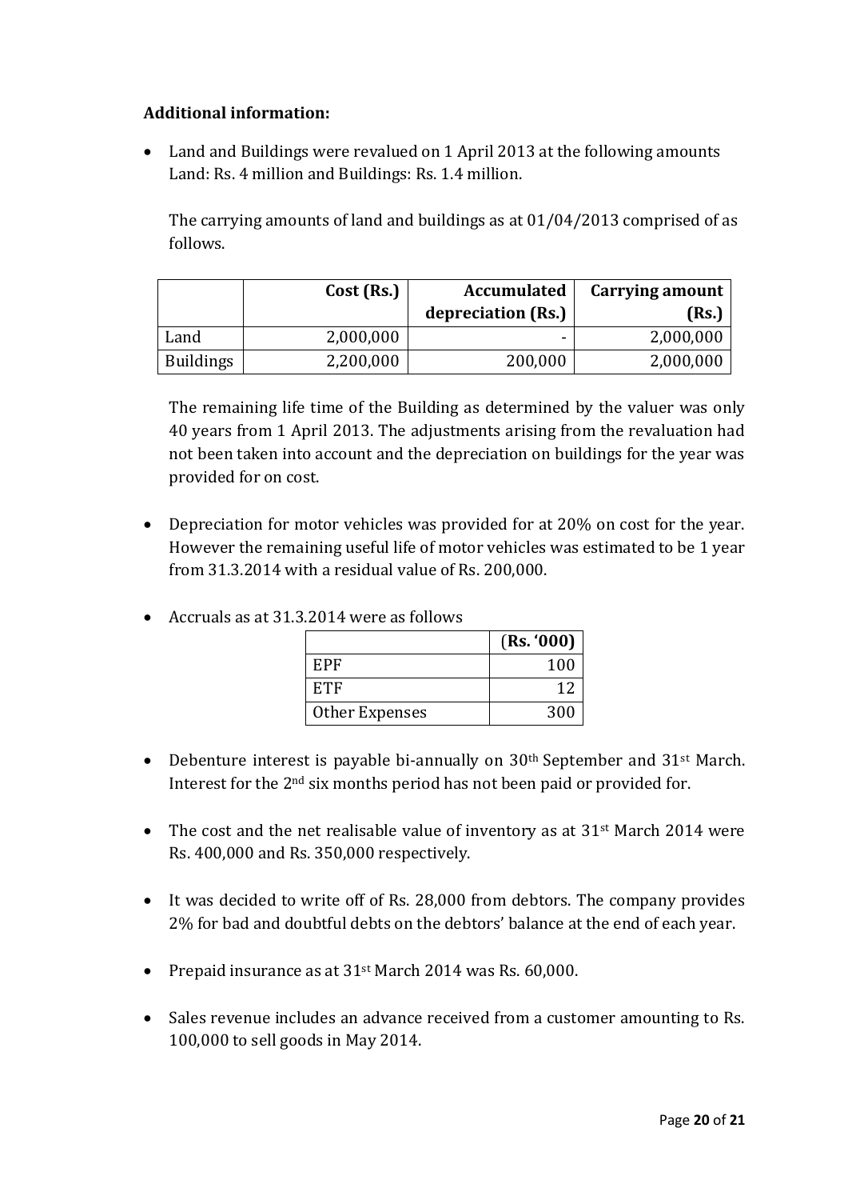**Additional information:**

- Land and Buildings were revalued on 1 April 2013 at the following amounts Land: Rs. 4 million and Buildings: Rs. 1.4 million.

  The carrying amounts of land and buildings as at 01/04/2013 comprised of as follows.

| | Cost (Rs.) | Accumulated depreciation (Rs.) | Carrying amount (Rs.) |
|---|---|---|---|
| Land | 2,000,000 | - | 2,000,000 |
| Buildings | 2,200,000 | 200,000 | 2,000,000 |

  The remaining life time of the Building as determined by the valuer was only 40 years from 1 April 2013. The adjustments arising from the revaluation had not been taken into account and the depreciation on buildings for the year was provided for on cost.

- Depreciation for motor vehicles was provided for at 20% on cost for the year. However the remaining useful life of motor vehicles was estimated to be 1 year from 31.3.2014 with a residual value of Rs. 200,000.

- Accruals as at 31.3.2014 were as follows

| | (Rs. '000) |
|---|---|
| EPF | 100 |
| ETF | 12 |
| Other Expenses | 300 |

- Debenture interest is payable bi-annually on 30th September and 31st March. Interest for the 2nd six months period has not been paid or provided for.

- The cost and the net realisable value of inventory as at 31st March 2014 were Rs. 400,000 and Rs. 350,000 respectively.

- It was decided to write off of Rs. 28,000 from debtors. The company provides 2% for bad and doubtful debts on the debtors' balance at the end of each year.

- Prepaid insurance as at 31st March 2014 was Rs. 60,000.

- Sales revenue includes an advance received from a customer amounting to Rs. 100,000 to sell goods in May 2014.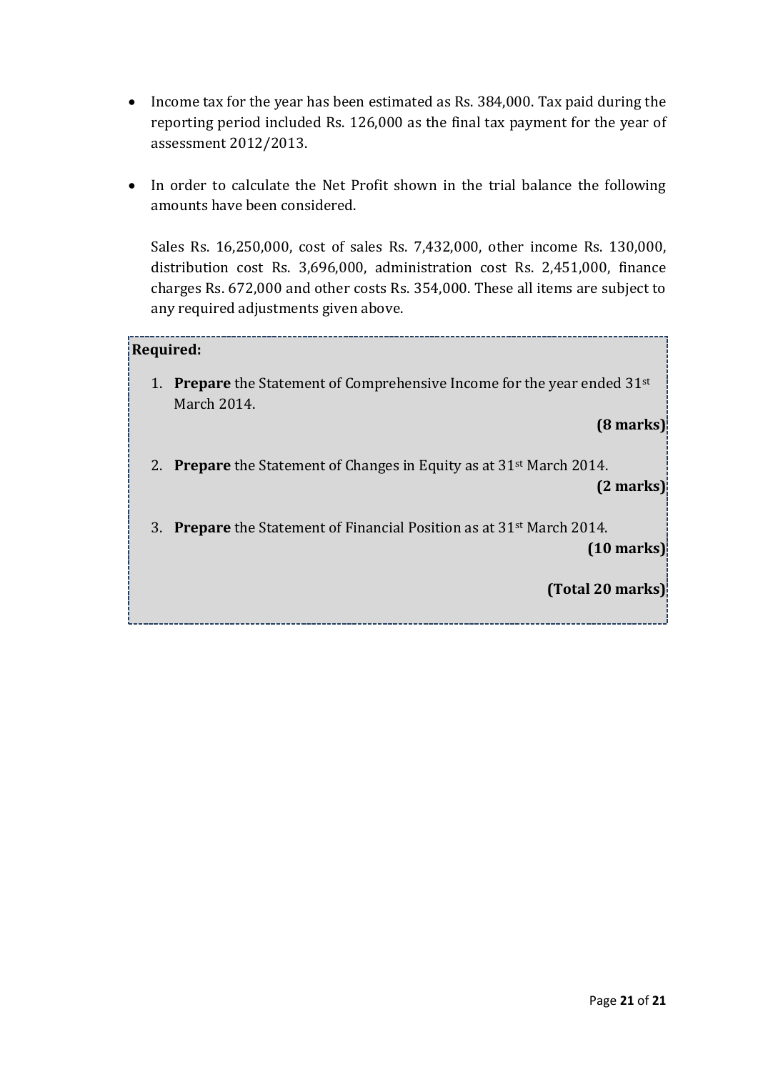- Income tax for the year has been estimated as Rs. 384,000. Tax paid during the reporting period included Rs. 126,000 as the final tax payment for the year of assessment 2012/2013.

- In order to calculate the Net Profit shown in the trial balance the following amounts have been considered.

  Sales Rs. 16,250,000, cost of sales Rs. 7,432,000, other income Rs. 130,000, distribution cost Rs. 3,696,000, administration cost Rs. 2,451,000, finance charges Rs. 672,000 and other costs Rs. 354,000. These all items are subject to any required adjustments given above.

**Required:**

1. **Prepare** the Statement of Comprehensive Income for the year ended 31st March 2014.

   **(8 marks)**

2. **Prepare** the Statement of Changes in Equity as at 31st March 2014.

   **(2 marks)**

3. **Prepare** the Statement of Financial Position as at 31st March 2014.

   **(10 marks)**

**(Total 20 marks)**